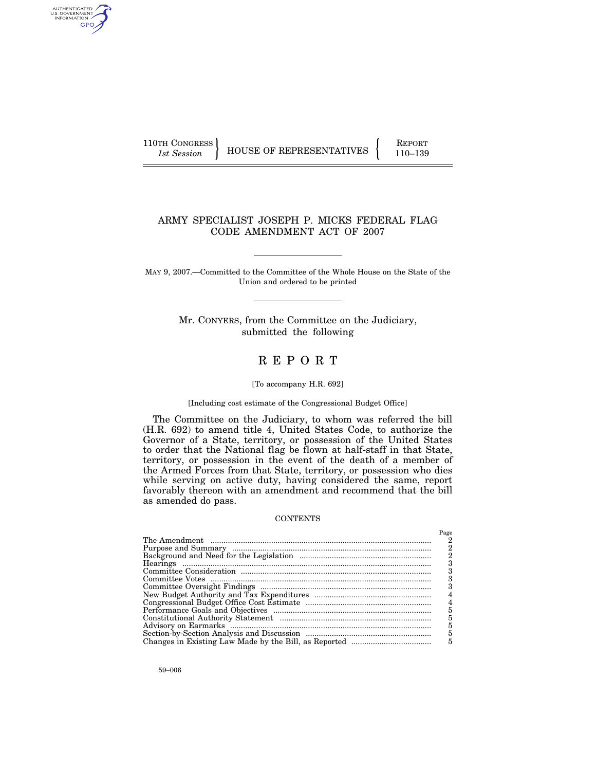110TH CONGRESS
*1st Session*

HOUSE OF REPRESENTATIVES

REPORT
110–139

# ARMY SPECIALIST JOSEPH P. MICKS FEDERAL FLAG CODE AMENDMENT ACT OF 2007

MAY 9, 2007.—Committed to the Committee of the Whole House on the State of the Union and ordered to be printed

Mr. CONYERS, from the Committee on the Judiciary, submitted the following

# R E P O R T

[To accompany H.R. 692]

[Including cost estimate of the Congressional Budget Office]

The Committee on the Judiciary, to whom was referred the bill (H.R. 692) to amend title 4, United States Code, to authorize the Governor of a State, territory, or possession of the United States to order that the National flag be flown at half-staff in that State, territory, or possession in the event of the death of a member of the Armed Forces from that State, territory, or possession who dies while serving on active duty, having considered the same, report favorably thereon with an amendment and recommend that the bill as amended do pass.

CONTENTS

| | Page |
|---|---|
| The Amendment | 2 |
| Purpose and Summary | 2 |
| Background and Need for the Legislation | 2 |
| Hearings | 3 |
| Committee Consideration | 3 |
| Committee Votes | 3 |
| Committee Oversight Findings | 3 |
| New Budget Authority and Tax Expenditures | 4 |
| Congressional Budget Office Cost Estimate | 4 |
| Performance Goals and Objectives | 5 |
| Constitutional Authority Statement | 5 |
| Advisory on Earmarks | 5 |
| Section-by-Section Analysis and Discussion | 5 |
| Changes in Existing Law Made by the Bill, as Reported | 5 |

59–006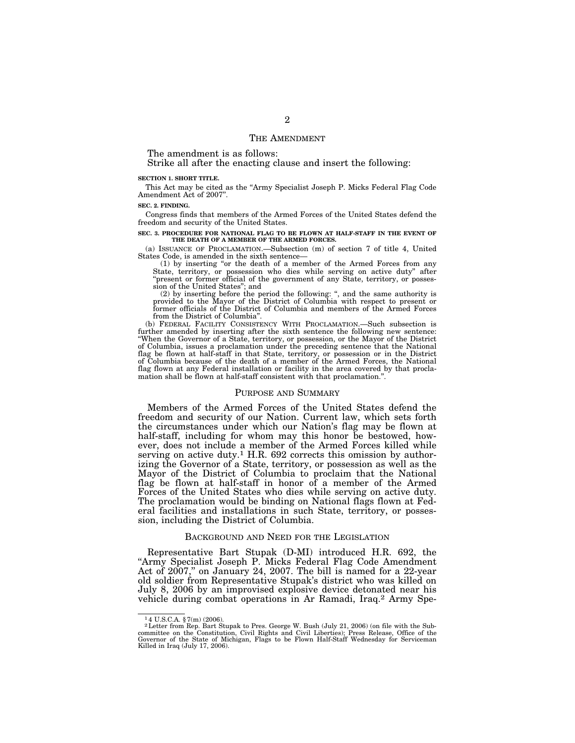## THE AMENDMENT

The amendment is as follows:

Strike all after the enacting clause and insert the following:

**SECTION 1. SHORT TITLE.**

This Act may be cited as the "Army Specialist Joseph P. Micks Federal Flag Code Amendment Act of 2007".

**SEC. 2. FINDING.**

Congress finds that members of the Armed Forces of the United States defend the freedom and security of the United States.

**SEC. 3. PROCEDURE FOR NATIONAL FLAG TO BE FLOWN AT HALF-STAFF IN THE EVENT OF THE DEATH OF A MEMBER OF THE ARMED FORCES.**

(a) ISSUANCE OF PROCLAMATION.—Subsection (m) of section 7 of title 4, United States Code, is amended in the sixth sentence—

(1) by inserting "or the death of a member of the Armed Forces from any State, territory, or possession who dies while serving on active duty" after "present or former official of the government of any State, territory, or possession of the United States"; and

(2) by inserting before the period the following: ", and the same authority is provided to the Mayor of the District of Columbia with respect to present or former officials of the District of Columbia and members of the Armed Forces from the District of Columbia".

(b) FEDERAL FACILITY CONSISTENCY WITH PROCLAMATION.—Such subsection is further amended by inserting after the sixth sentence the following new sentence: "When the Governor of a State, territory, or possession, or the Mayor of the District of Columbia, issues a proclamation under the preceding sentence that the National flag be flown at half-staff in that State, territory, or possession or in the District of Columbia because of the death of a member of the Armed Forces, the National flag flown at any Federal installation or facility in the area covered by that proclamation shall be flown at half-staff consistent with that proclamation.".

## PURPOSE AND SUMMARY

Members of the Armed Forces of the United States defend the freedom and security of our Nation. Current law, which sets forth the circumstances under which our Nation's flag may be flown at half-staff, including for whom may this honor be bestowed, however, does not include a member of the Armed Forces killed while serving on active duty.[1] H.R. 692 corrects this omission by authorizing the Governor of a State, territory, or possession as well as the Mayor of the District of Columbia to proclaim that the National flag be flown at half-staff in honor of a member of the Armed Forces of the United States who dies while serving on active duty. The proclamation would be binding on National flags flown at Federal facilities and installations in such State, territory, or possession, including the District of Columbia.

## BACKGROUND AND NEED FOR THE LEGISLATION

Representative Bart Stupak (D-MI) introduced H.R. 692, the "Army Specialist Joseph P. Micks Federal Flag Code Amendment Act of 2007," on January 24, 2007. The bill is named for a 22-year old soldier from Representative Stupak's district who was killed on July 8, 2006 by an improvised explosive device detonated near his vehicle during combat operations in Ar Ramadi, Iraq.[2] Army Spe-

---

[1] 4 U.S.C.A. § 7(m) (2006).

[2] Letter from Rep. Bart Stupak to Pres. George W. Bush (July 21, 2006) (on file with the Subcommittee on the Constitution, Civil Rights and Civil Liberties); Press Release, Office of the Governor of the State of Michigan, Flags to be Flown Half-Staff Wednesday for Serviceman Killed in Iraq (July 17, 2006).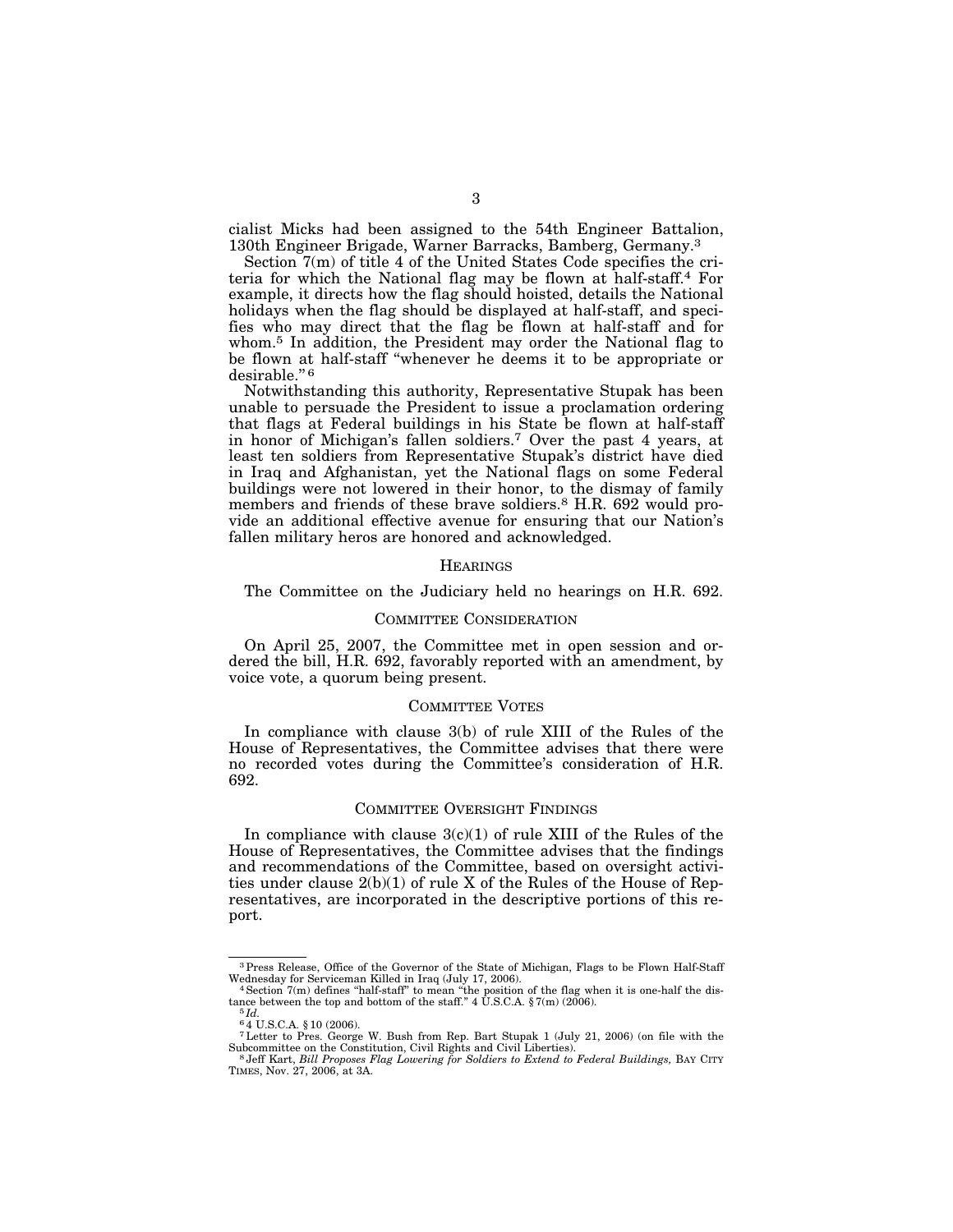cialist Micks had been assigned to the 54th Engineer Battalion, 130th Engineer Brigade, Warner Barracks, Bamberg, Germany.[3]

Section 7(m) of title 4 of the United States Code specifies the criteria for which the National flag may be flown at half-staff.[4] For example, it directs how the flag should hoisted, details the National holidays when the flag should be displayed at half-staff, and specifies who may direct that the flag be flown at half-staff and for whom.[5] In addition, the President may order the National flag to be flown at half-staff "whenever he deems it to be appropriate or desirable."[6]

Notwithstanding this authority, Representative Stupak has been unable to persuade the President to issue a proclamation ordering that flags at Federal buildings in his State be flown at half-staff in honor of Michigan's fallen soldiers.[7] Over the past 4 years, at least ten soldiers from Representative Stupak's district have died in Iraq and Afghanistan, yet the National flags on some Federal buildings were not lowered in their honor, to the dismay of family members and friends of these brave soldiers.[8] H.R. 692 would provide an additional effective avenue for ensuring that our Nation's fallen military heros are honored and acknowledged.

## HEARINGS

The Committee on the Judiciary held no hearings on H.R. 692.

## COMMITTEE CONSIDERATION

On April 25, 2007, the Committee met in open session and ordered the bill, H.R. 692, favorably reported with an amendment, by voice vote, a quorum being present.

## COMMITTEE VOTES

In compliance with clause 3(b) of rule XIII of the Rules of the House of Representatives, the Committee advises that there were no recorded votes during the Committee's consideration of H.R. 692.

## COMMITTEE OVERSIGHT FINDINGS

In compliance with clause 3(c)(1) of rule XIII of the Rules of the House of Representatives, the Committee advises that the findings and recommendations of the Committee, based on oversight activities under clause 2(b)(1) of rule X of the Rules of the House of Representatives, are incorporated in the descriptive portions of this report.

---

[3] Press Release, Office of the Governor of the State of Michigan, Flags to be Flown Half-Staff Wednesday for Serviceman Killed in Iraq (July 17, 2006).

[4] Section 7(m) defines "half-staff" to mean "the position of the flag when it is one-half the distance between the top and bottom of the staff." 4 U.S.C.A. § 7(m) (2006).

[5] *Id.*

[6] 4 U.S.C.A. § 10 (2006).

[7] Letter to Pres. George W. Bush from Rep. Bart Stupak 1 (July 21, 2006) (on file with the Subcommittee on the Constitution, Civil Rights and Civil Liberties).

[8] Jeff Kart, *Bill Proposes Flag Lowering for Soldiers to Extend to Federal Buildings,* BAY CITY TIMES, Nov. 27, 2006, at 3A.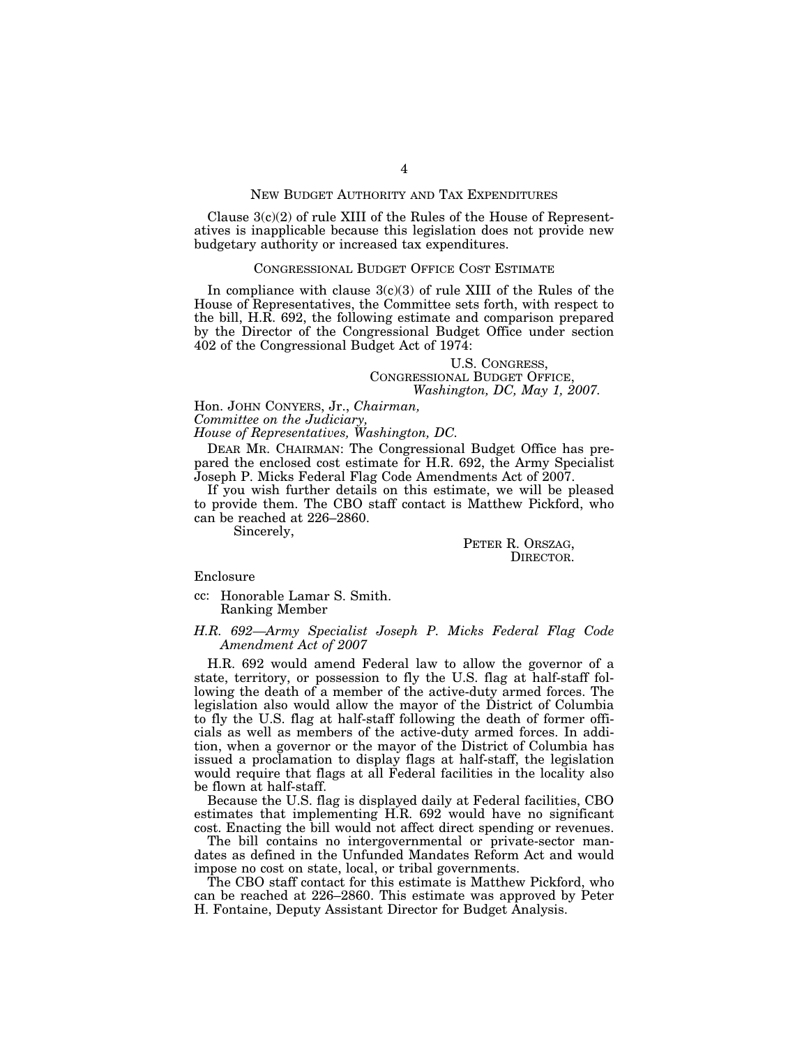## NEW BUDGET AUTHORITY AND TAX EXPENDITURES

Clause 3(c)(2) of rule XIII of the Rules of the House of Representatives is inapplicable because this legislation does not provide new budgetary authority or increased tax expenditures.

## CONGRESSIONAL BUDGET OFFICE COST ESTIMATE

In compliance with clause 3(c)(3) of rule XIII of the Rules of the House of Representatives, the Committee sets forth, with respect to the bill, H.R. 692, the following estimate and comparison prepared by the Director of the Congressional Budget Office under section 402 of the Congressional Budget Act of 1974:

U.S. CONGRESS,
CONGRESSIONAL BUDGET OFFICE,
*Washington, DC, May 1, 2007.*

Hon. JOHN CONYERS, Jr., *Chairman,*
*Committee on the Judiciary,*
*House of Representatives, Washington, DC.*

DEAR MR. CHAIRMAN: The Congressional Budget Office has prepared the enclosed cost estimate for H.R. 692, the Army Specialist Joseph P. Micks Federal Flag Code Amendments Act of 2007.

If you wish further details on this estimate, we will be pleased to provide them. The CBO staff contact is Matthew Pickford, who can be reached at 226–2860.

Sincerely,

PETER R. ORSZAG,
DIRECTOR.

Enclosure

cc: Honorable Lamar S. Smith.
Ranking Member

*H.R. 692—Army Specialist Joseph P. Micks Federal Flag Code Amendment Act of 2007*

H.R. 692 would amend Federal law to allow the governor of a state, territory, or possession to fly the U.S. flag at half-staff following the death of a member of the active-duty armed forces. The legislation also would allow the mayor of the District of Columbia to fly the U.S. flag at half-staff following the death of former officials as well as members of the active-duty armed forces. In addition, when a governor or the mayor of the District of Columbia has issued a proclamation to display flags at half-staff, the legislation would require that flags at all Federal facilities in the locality also be flown at half-staff.

Because the U.S. flag is displayed daily at Federal facilities, CBO estimates that implementing H.R. 692 would have no significant cost. Enacting the bill would not affect direct spending or revenues.

The bill contains no intergovernmental or private-sector mandates as defined in the Unfunded Mandates Reform Act and would impose no cost on state, local, or tribal governments.

The CBO staff contact for this estimate is Matthew Pickford, who can be reached at 226–2860. This estimate was approved by Peter H. Fontaine, Deputy Assistant Director for Budget Analysis.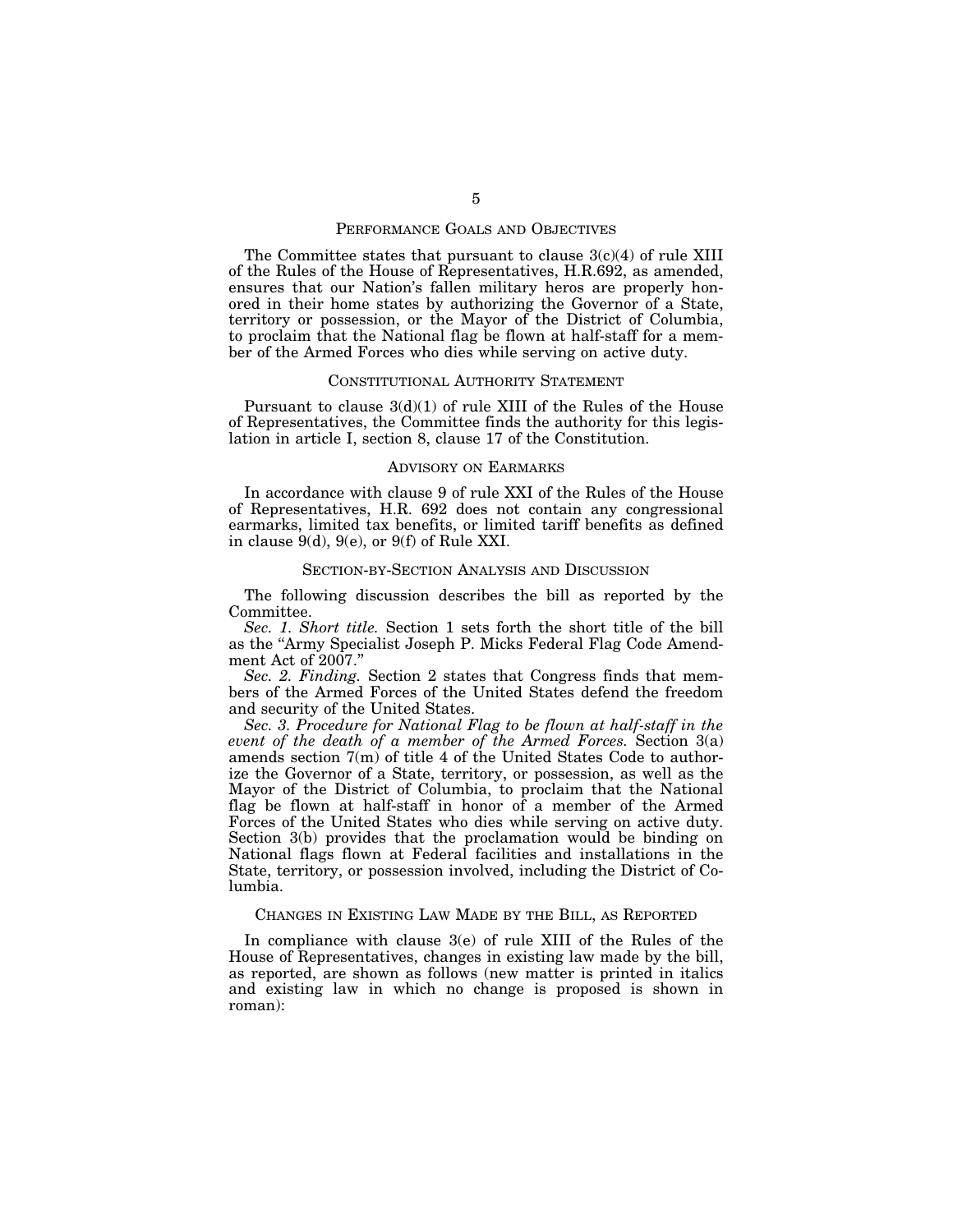## PERFORMANCE GOALS AND OBJECTIVES

The Committee states that pursuant to clause 3(c)(4) of rule XIII of the Rules of the House of Representatives, H.R.692, as amended, ensures that our Nation's fallen military heros are properly honored in their home states by authorizing the Governor of a State, territory or possession, or the Mayor of the District of Columbia, to proclaim that the National flag be flown at half-staff for a member of the Armed Forces who dies while serving on active duty.

## CONSTITUTIONAL AUTHORITY STATEMENT

Pursuant to clause 3(d)(1) of rule XIII of the Rules of the House of Representatives, the Committee finds the authority for this legislation in article I, section 8, clause 17 of the Constitution.

## ADVISORY ON EARMARKS

In accordance with clause 9 of rule XXI of the Rules of the House of Representatives, H.R. 692 does not contain any congressional earmarks, limited tax benefits, or limited tariff benefits as defined in clause 9(d), 9(e), or 9(f) of Rule XXI.

## SECTION-BY-SECTION ANALYSIS AND DISCUSSION

The following discussion describes the bill as reported by the Committee.

*Sec. 1. Short title.* Section 1 sets forth the short title of the bill as the "Army Specialist Joseph P. Micks Federal Flag Code Amendment Act of 2007."

*Sec. 2. Finding.* Section 2 states that Congress finds that members of the Armed Forces of the United States defend the freedom and security of the United States.

*Sec. 3. Procedure for National Flag to be flown at half-staff in the event of the death of a member of the Armed Forces.* Section 3(a) amends section 7(m) of title 4 of the United States Code to authorize the Governor of a State, territory, or possession, as well as the Mayor of the District of Columbia, to proclaim that the National flag be flown at half-staff in honor of a member of the Armed Forces of the United States who dies while serving on active duty. Section 3(b) provides that the proclamation would be binding on National flags flown at Federal facilities and installations in the State, territory, or possession involved, including the District of Columbia.

## CHANGES IN EXISTING LAW MADE BY THE BILL, AS REPORTED

In compliance with clause 3(e) of rule XIII of the Rules of the House of Representatives, changes in existing law made by the bill, as reported, are shown as follows (new matter is printed in italics and existing law in which no change is proposed is shown in roman):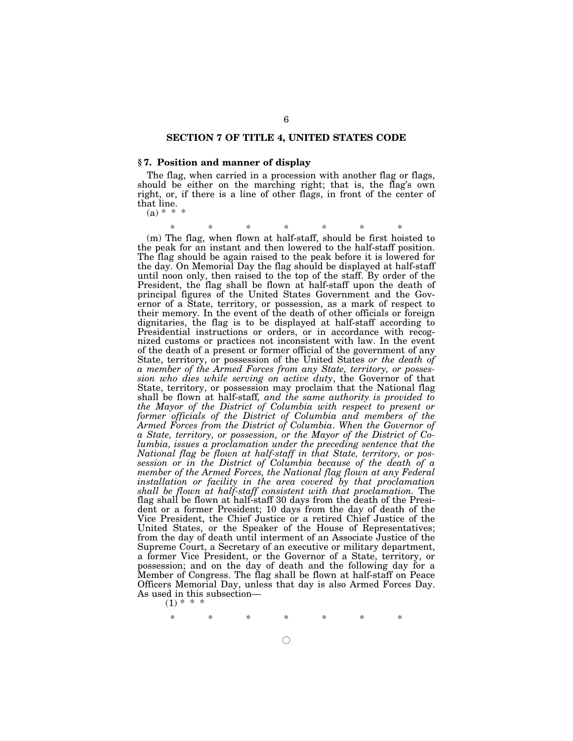## SECTION 7 OF TITLE 4, UNITED STATES CODE

### § 7. Position and manner of display

The flag, when carried in a procession with another flag or flags, should be either on the marching right; that is, the flag's own right, or, if there is a line of other flags, in front of the center of that line.

(a) * * *

\* \* \* \* \* \* \*

(m) The flag, when flown at half-staff, should be first hoisted to the peak for an instant and then lowered to the half-staff position. The flag should be again raised to the peak before it is lowered for the day. On Memorial Day the flag should be displayed at half-staff until noon only, then raised to the top of the staff. By order of the President, the flag shall be flown at half-staff upon the death of principal figures of the United States Government and the Governor of a State, territory, or possession, as a mark of respect to their memory. In the event of the death of other officials or foreign dignitaries, the flag is to be displayed at half-staff according to Presidential instructions or orders, or in accordance with recognized customs or practices not inconsistent with law. In the event of the death of a present or former official of the government of any State, territory, or possession of the United States *or the death of a member of the Armed Forces from any State, territory, or possession who dies while serving on active duty*, the Governor of that State, territory, or possession may proclaim that the National flag shall be flown at half-staff*, and the same authority is provided to the Mayor of the District of Columbia with respect to present or former officials of the District of Columbia and members of the Armed Forces from the District of Columbia*. *When the Governor of a State, territory, or possession, or the Mayor of the District of Columbia, issues a proclamation under the preceding sentence that the National flag be flown at half-staff in that State, territory, or possession or in the District of Columbia because of the death of a member of the Armed Forces, the National flag flown at any Federal installation or facility in the area covered by that proclamation shall be flown at half-staff consistent with that proclamation.* The flag shall be flown at half-staff 30 days from the death of the President or a former President; 10 days from the day of death of the Vice President, the Chief Justice or a retired Chief Justice of the United States, or the Speaker of the House of Representatives; from the day of death until interment of an Associate Justice of the Supreme Court, a Secretary of an executive or military department, a former Vice President, or the Governor of a State, territory, or possession; and on the day of death and the following day for a Member of Congress. The flag shall be flown at half-staff on Peace Officers Memorial Day, unless that day is also Armed Forces Day. As used in this subsection—

(1) * * *

\* \* \* \* \* \* \*